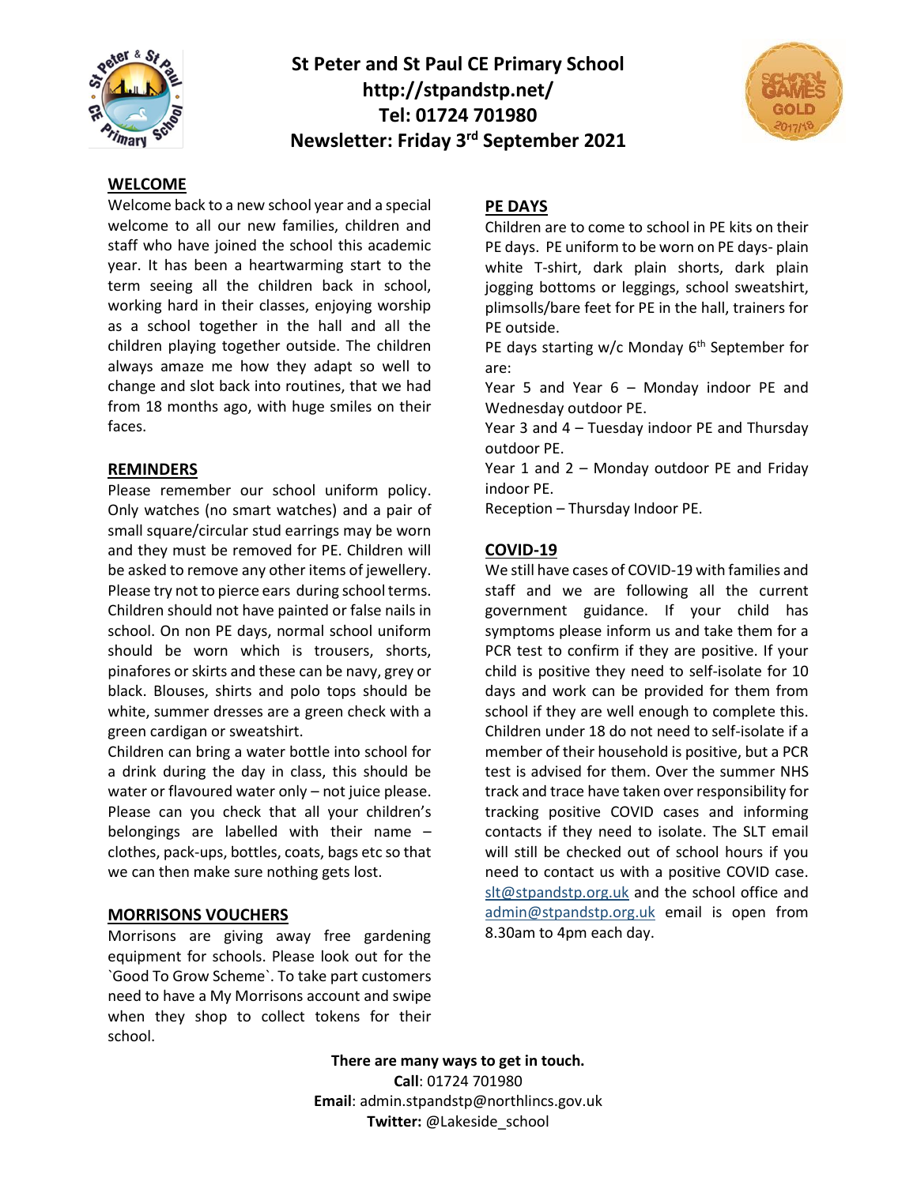# St Peter and St Paul CE Primary School

**http://stpandstp.net/**

**Tel: 01724 701980**

**Newsletter: Friday 3rd September 2021**

## WELCOME

Welcome back to a new school year and a special welcome to all our new families, children and staff who have joined the school this academic year. It has been a heartwarming start to the term seeing all the children back in school, working hard in their classes, enjoying worship as a school together in the hall and all the children playing together outside. The children always amaze me how they adapt so well to change and slot back into routines, that we had from 18 months ago, with huge smiles on their faces.

## REMINDERS

Please remember our school uniform policy. Only watches (no smart watches) and a pair of small square/circular stud earrings may be worn and they must be removed for PE. Children will be asked to remove any other items of jewellery. Please try not to pierce ears during school terms. Children should not have painted or false nails in school. On non PE days, normal school uniform should be worn which is trousers, shorts, pinafores or skirts and these can be navy, grey or black. Blouses, shirts and polo tops should be white, summer dresses are a green check with a green cardigan or sweatshirt.

Children can bring a water bottle into school for a drink during the day in class, this should be water or flavoured water only – not juice please. Please can you check that all your children's belongings are labelled with their name – clothes, pack-ups, bottles, coats, bags etc so that we can then make sure nothing gets lost.

## MORRISONS VOUCHERS

Morrisons are giving away free gardening equipment for schools. Please look out for the `Good To Grow Scheme`. To take part customers need to have a My Morrisons account and swipe when they shop to collect tokens for their school.

## PE DAYS

Children are to come to school in PE kits on their PE days. PE uniform to be worn on PE days- plain white T-shirt, dark plain shorts, dark plain jogging bottoms or leggings, school sweatshirt, plimsolls/bare feet for PE in the hall, trainers for PE outside.

PE days starting w/c Monday 6th September for are:

Year 5 and Year 6 – Monday indoor PE and Wednesday outdoor PE.

Year 3 and 4 – Tuesday indoor PE and Thursday outdoor PE.

Year 1 and 2 – Monday outdoor PE and Friday indoor PE.

Reception – Thursday Indoor PE.

## COVID-19

We still have cases of COVID-19 with families and staff and we are following all the current government guidance. If your child has symptoms please inform us and take them for a PCR test to confirm if they are positive. If your child is positive they need to self-isolate for 10 days and work can be provided for them from school if they are well enough to complete this. Children under 18 do not need to self-isolate if a member of their household is positive, but a PCR test is advised for them. Over the summer NHS track and trace have taken over responsibility for tracking positive COVID cases and informing contacts if they need to isolate. The SLT email will still be checked out of school hours if you need to contact us with a positive COVID case. slt@stpandstp.org.uk and the school office and admin@stpandstp.org.uk email is open from 8.30am to 4pm each day.

**There are many ways to get in touch.**

**Call**: 01724 701980

**Email**: admin.stpandstp@northlincs.gov.uk

**Twitter:** @Lakeside_school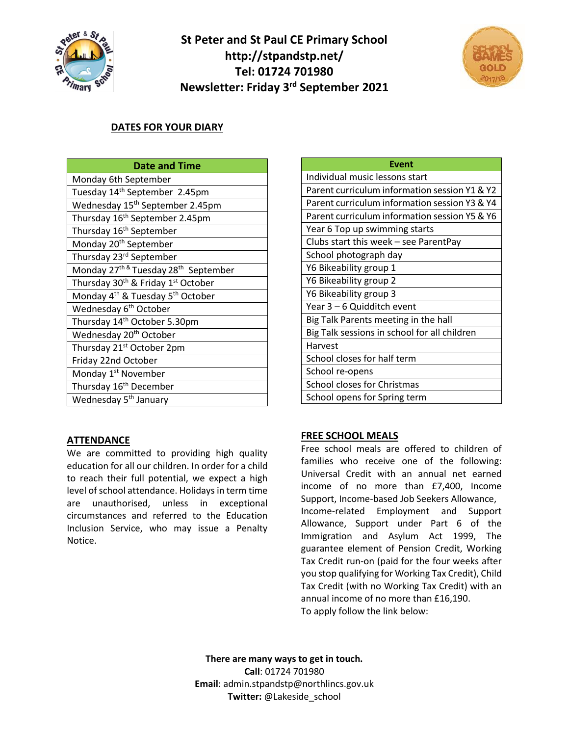# St Peter and St Paul CE Primary School
**http://stpandstp.net/**
**Tel: 01724 701980**
**Newsletter: Friday 3rd September 2021**

## DATES FOR YOUR DIARY

| Date and Time | Event |
|---|---|
| Monday 6th September | Individual music lessons start |
| Tuesday 14th September 2.45pm | Parent curriculum information session Y1 & Y2 |
| Wednesday 15th September 2.45pm | Parent curriculum information session Y3 & Y4 |
| Thursday 16th September 2.45pm | Parent curriculum information session Y5 & Y6 |
| Thursday 16th September | Year 6 Top up swimming starts |
| Monday 20th September | Clubs start this week – see ParentPay |
| Thursday 23rd September | School photograph day |
| Monday 27th & Tuesday 28th September | Y6 Bikeability group 1 |
| Thursday 30th & Friday 1st October | Y6 Bikeability group 2 |
| Monday 4th & Tuesday 5th October | Y6 Bikeability group 3 |
| Wednesday 6th October | Year 3 – 6 Quidditch event |
| Thursday 14th October 5.30pm | Big Talk Parents meeting in the hall |
| Wednesday 20th October | Big Talk sessions in school for all children |
| Thursday 21st October 2pm | Harvest |
| Friday 22nd October | School closes for half term |
| Monday 1st November | School re-opens |
| Thursday 16th December | School closes for Christmas |
| Wednesday 5th January | School opens for Spring term |

## ATTENDANCE

We are committed to providing high quality education for all our children. In order for a child to reach their full potential, we expect a high level of school attendance. Holidays in term time are unauthorised, unless in exceptional circumstances and referred to the Education Inclusion Service, who may issue a Penalty Notice.

## FREE SCHOOL MEALS

Free school meals are offered to children of families who receive one of the following: Universal Credit with an annual net earned income of no more than £7,400, Income Support, Income-based Job Seekers Allowance, Income-related Employment and Support Allowance, Support under Part 6 of the Immigration and Asylum Act 1999, The guarantee element of Pension Credit, Working Tax Credit run-on (paid for the four weeks after you stop qualifying for Working Tax Credit), Child Tax Credit (with no Working Tax Credit) with an annual income of no more than £16,190.
To apply follow the link below:

**There are many ways to get in touch.**
**Call**: 01724 701980
**Email**: admin.stpandstp@northlincs.gov.uk
**Twitter:** @Lakeside_school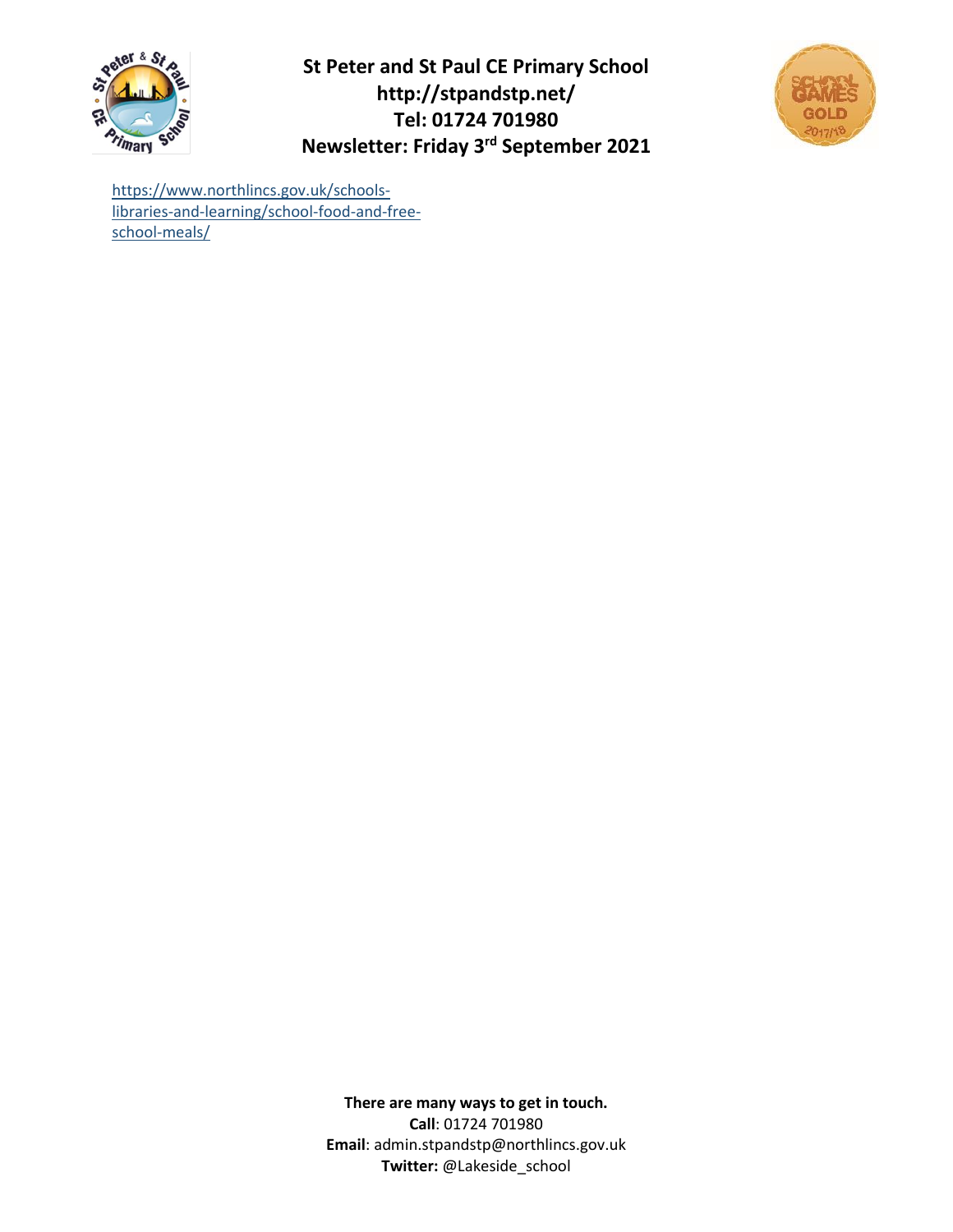https://www.northlincs.gov.uk/schools-libraries-and-learning/school-food-and-free-school-meals/